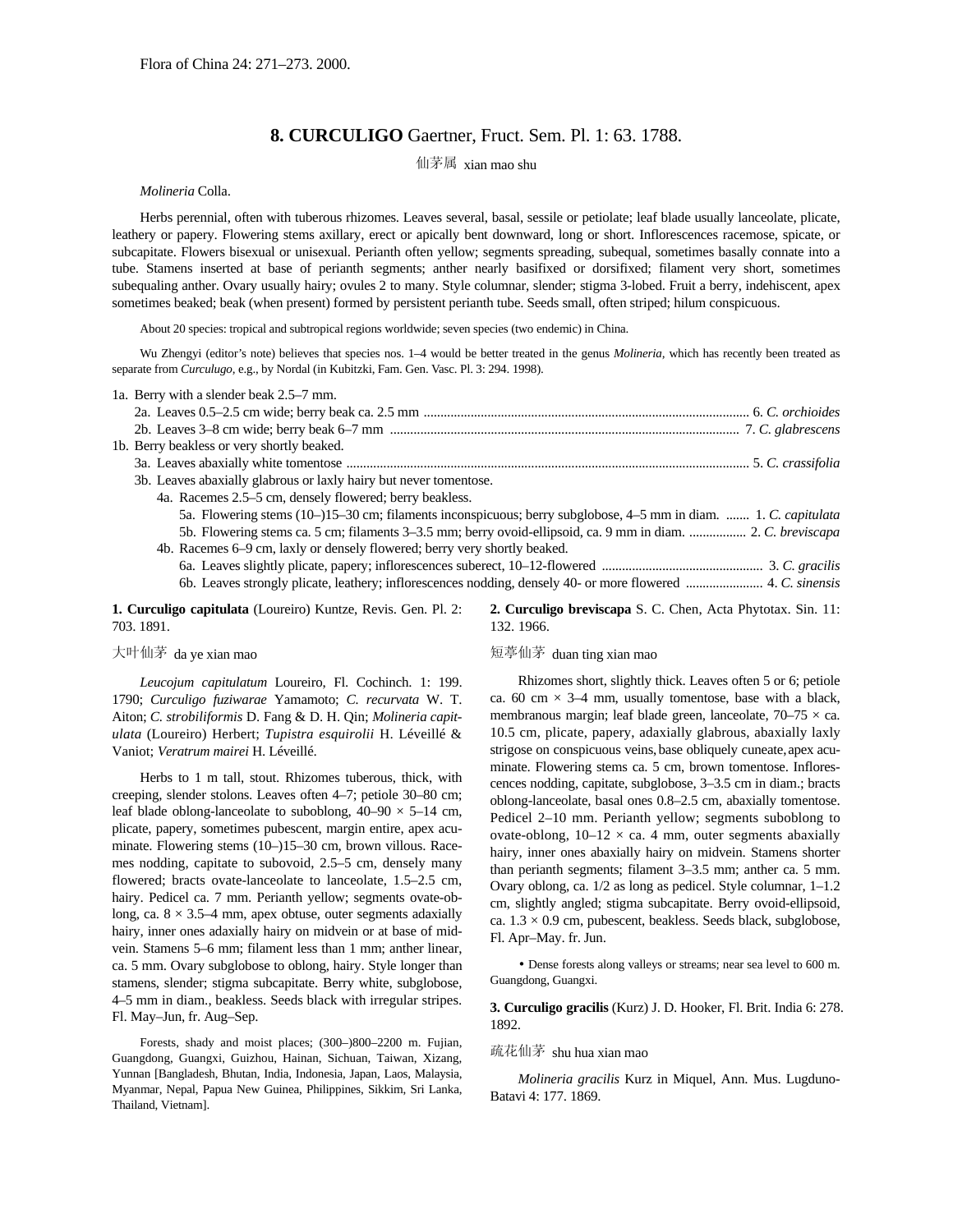Flora of China 24: 271–273. 2000.

# 8. CURCULIGO Gaertner, Fruct. Sem. Pl. 1: 63. 1788.

仙茅属 xian mao shu

*Molineria* Colla.

Herbs perennial, often with tuberous rhizomes. Leaves several, basal, sessile or petiolate; leaf blade usually lanceolate, plicate, leathery or papery. Flowering stems axillary, erect or apically bent downward, long or short. Inflorescences racemose, spicate, or subcapitate. Flowers bisexual or unisexual. Perianth often yellow; segments spreading, subequal, sometimes basally connate into a tube. Stamens inserted at base of perianth segments; anther nearly basifixed or dorsifixed; filament very short, sometimes subequaling anther. Ovary usually hairy; ovules 2 to many. Style columnar, slender; stigma 3-lobed. Fruit a berry, indehiscent, apex sometimes beaked; beak (when present) formed by persistent perianth tube. Seeds small, often striped; hilum conspicuous.

About 20 species: tropical and subtropical regions worldwide; seven species (two endemic) in China.

Wu Zhengyi (editor's note) believes that species nos. 1–4 would be better treated in the genus *Molineria*, which has recently been treated as separate from *Curculugo*, e.g., by Nordal (in Kubitzki, Fam. Gen. Vasc. Pl. 3: 294. 1998).

1a. Berry with a slender beak 2.5–7 mm.
  2a. Leaves 0.5–2.5 cm wide; berry beak ca. 2.5 mm ..... 6. *C. orchioides*
  2b. Leaves 3–8 cm wide; berry beak 6–7 mm ..... 7. *C. glabrescens*
1b. Berry beakless or very shortly beaked.
  3a. Leaves abaxially white tomentose ..... 5. *C. crassifolia*
  3b. Leaves abaxially glabrous or laxly hairy but never tomentose.
    4a. Racemes 2.5–5 cm, densely flowered; berry beakless.
      5a. Flowering stems (10–)15–30 cm; filaments inconspicuous; berry subglobose, 4–5 mm in diam. ..... 1. *C. capitulata*
      5b. Flowering stems ca. 5 cm; filaments 3–3.5 mm; berry ovoid-ellipsoid, ca. 9 mm in diam. ..... 2. *C. breviscapa*
    4b. Racemes 6–9 cm, laxly or densely flowered; berry very shortly beaked.
      6a. Leaves slightly plicate, papery; inflorescences suberect, 10–12-flowered ..... 3. *C. gracilis*
      6b. Leaves strongly plicate, leathery; inflorescences nodding, densely 40- or more flowered ..... 4. *C. sinensis*

**1. Curculigo capitulata** (Loureiro) Kuntze, Revis. Gen. Pl. 2: 703. 1891.

大叶仙茅 da ye xian mao

*Leucojum capitulatum* Loureiro, Fl. Cochinch. 1: 199. 1790; *Curculigo fuziwarae* Yamamoto; *C. recurvata* W. T. Aiton; *C. strobiliformis* D. Fang & D. H. Qin; *Molineria capitulata* (Loureiro) Herbert; *Tupistra esquirolii* H. Léveillé & Vaniot; *Veratrum mairei* H. Léveillé.

Herbs to 1 m tall, stout. Rhizomes tuberous, thick, with creeping, slender stolons. Leaves often 4–7; petiole 30–80 cm; leaf blade oblong-lanceolate to suboblong, 40–90 × 5–14 cm, plicate, papery, sometimes pubescent, margin entire, apex acuminate. Flowering stems (10–)15–30 cm, brown villous. Racemes nodding, capitate to subovoid, 2.5–5 cm, densely many flowered; bracts ovate-lanceolate to lanceolate, 1.5–2.5 cm, hairy. Pedicel ca. 7 mm. Perianth yellow; segments ovate-oblong, ca. 8 × 3.5–4 mm, apex obtuse, outer segments adaxially hairy, inner ones adaxially hairy on midvein or at base of midvein. Stamens 5–6 mm; filament less than 1 mm; anther linear, ca. 5 mm. Ovary subglobose to oblong, hairy. Style longer than stamens, slender; stigma subcapitate. Berry white, subglobose, 4–5 mm in diam., beakless. Seeds black with irregular stripes. Fl. May–Jun, fr. Aug–Sep.

Forests, shady and moist places; (300–)800–2200 m. Fujian, Guangdong, Guangxi, Guizhou, Hainan, Sichuan, Taiwan, Xizang, Yunnan [Bangladesh, Bhutan, India, Indonesia, Japan, Laos, Malaysia, Myanmar, Nepal, Papua New Guinea, Philippines, Sikkim, Sri Lanka, Thailand, Vietnam].

**2. Curculigo breviscapa** S. C. Chen, Acta Phytotax. Sin. 11: 132. 1966.

短葶仙茅 duan ting xian mao

Rhizomes short, slightly thick. Leaves often 5 or 6; petiole ca. 60 cm × 3–4 mm, usually tomentose, base with a black, membranous margin; leaf blade green, lanceolate, 70–75 × ca. 10.5 cm, plicate, papery, adaxially glabrous, abaxially laxly strigose on conspicuous veins, base obliquely cuneate, apex acuminate. Flowering stems ca. 5 cm, brown tomentose. Inflorescences nodding, capitate, subglobose, 3–3.5 cm in diam.; bracts oblong-lanceolate, basal ones 0.8–2.5 cm, abaxially tomentose. Pedicel 2–10 mm. Perianth yellow; segments suboblong to ovate-oblong, 10–12 × ca. 4 mm, outer segments abaxially hairy, inner ones abaxially hairy on midvein. Stamens shorter than perianth segments; filament 3–3.5 mm; anther ca. 5 mm. Ovary oblong, ca. 1/2 as long as pedicel. Style columnar, 1–1.2 cm, slightly angled; stigma subcapitate. Berry ovoid-ellipsoid, ca. 1.3 × 0.9 cm, pubescent, beakless. Seeds black, subglobose, Fl. Apr–May. fr. Jun.

• Dense forests along valleys or streams; near sea level to 600 m. Guangdong, Guangxi.

**3. Curculigo gracilis** (Kurz) J. D. Hooker, Fl. Brit. India 6: 278. 1892.

疏花仙茅 shu hua xian mao

*Molineria gracilis* Kurz in Miquel, Ann. Mus. Lugduno-Batavi 4: 177. 1869.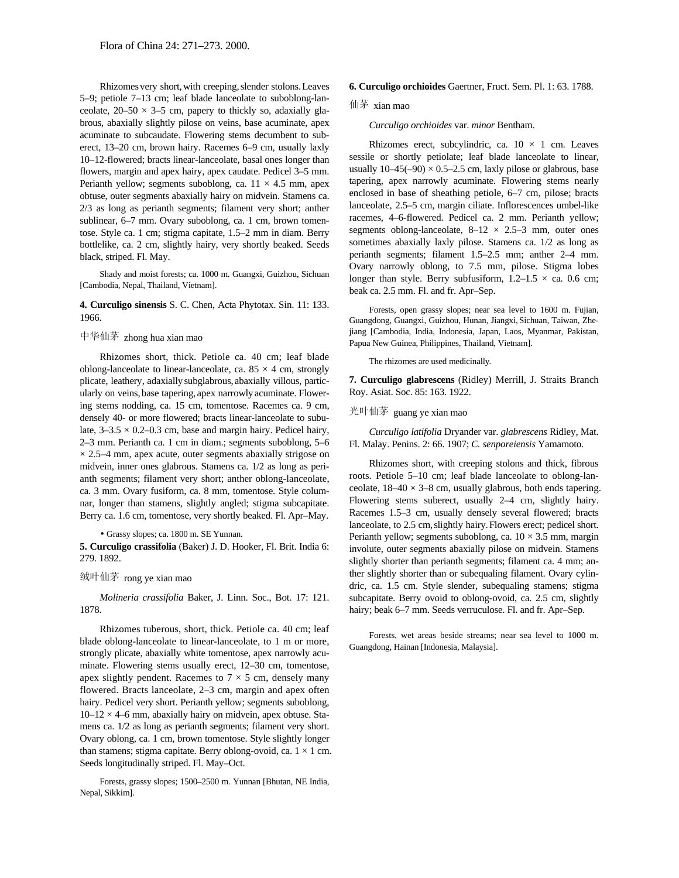Rhizomes very short, with creeping, slender stolons. Leaves 5–9; petiole 7–13 cm; leaf blade lanceolate to suboblong-lanceolate, 20–50 × 3–5 cm, papery to thickly so, adaxially glabrous, abaxially slightly pilose on veins, base acuminate, apex acuminate to subcaudate. Flowering stems decumbent to suberect, 13–20 cm, brown hairy. Racemes 6–9 cm, usually laxly 10–12-flowered; bracts linear-lanceolate, basal ones longer than flowers, margin and apex hairy, apex caudate. Pedicel 3–5 mm. Perianth yellow; segments suboblong, ca. 11 × 4.5 mm, apex obtuse, outer segments abaxially hairy on midvein. Stamens ca. 2/3 as long as perianth segments; filament very short; anther sublinear, 6–7 mm. Ovary suboblong, ca. 1 cm, brown tomentose. Style ca. 1 cm; stigma capitate, 1.5–2 mm in diam. Berry bottlelike, ca. 2 cm, slightly hairy, very shortly beaked. Seeds black, striped. Fl. May.

Shady and moist forests; ca. 1000 m. Guangxi, Guizhou, Sichuan [Cambodia, Nepal, Thailand, Vietnam].

**4. Curculigo sinensis** S. C. Chen, Acta Phytotax. Sin. 11: 133. 1966.

中华仙茅 zhong hua xian mao

Rhizomes short, thick. Petiole ca. 40 cm; leaf blade oblong-lanceolate to linear-lanceolate, ca. 85 × 4 cm, strongly plicate, leathery, adaxially subglabrous, abaxially villous, particularly on veins, base tapering, apex narrowly acuminate. Flowering stems nodding, ca. 15 cm, tomentose. Racemes ca. 9 cm, densely 40- or more flowered; bracts linear-lanceolate to subulate, 3–3.5 × 0.2–0.3 cm, base and margin hairy. Pedicel hairy, 2–3 mm. Perianth ca. 1 cm in diam.; segments suboblong, 5–6 × 2.5–4 mm, apex acute, outer segments abaxially strigose on midvein, inner ones glabrous. Stamens ca. 1/2 as long as perianth segments; filament very short; anther oblong-lanceolate, ca. 3 mm. Ovary fusiform, ca. 8 mm, tomentose. Style columnar, longer than stamens, slightly angled; stigma subcapitate. Berry ca. 1.6 cm, tomentose, very shortly beaked. Fl. Apr–May.

• Grassy slopes; ca. 1800 m. SE Yunnan.

**5. Curculigo crassifolia** (Baker) J. D. Hooker, Fl. Brit. India 6: 279. 1892.

绒叶仙茅 rong ye xian mao

*Molineria crassifolia* Baker, J. Linn. Soc., Bot. 17: 121. 1878.

Rhizomes tuberous, short, thick. Petiole ca. 40 cm; leaf blade oblong-lanceolate to linear-lanceolate, to 1 m or more, strongly plicate, abaxially white tomentose, apex narrowly acuminate. Flowering stems usually erect, 12–30 cm, tomentose, apex slightly pendent. Racemes to 7 × 5 cm, densely many flowered. Bracts lanceolate, 2–3 cm, margin and apex often hairy. Pedicel very short. Perianth yellow; segments suboblong, 10–12 × 4–6 mm, abaxially hairy on midvein, apex obtuse. Stamens ca. 1/2 as long as perianth segments; filament very short. Ovary oblong, ca. 1 cm, brown tomentose. Style slightly longer than stamens; stigma capitate. Berry oblong-ovoid, ca. 1 × 1 cm. Seeds longitudinally striped. Fl. May–Oct.

Forests, grassy slopes; 1500–2500 m. Yunnan [Bhutan, NE India, Nepal, Sikkim].

**6. Curculigo orchioides** Gaertner, Fruct. Sem. Pl. 1: 63. 1788.

仙茅 xian mao

*Curculigo orchioides* var. *minor* Bentham.

Rhizomes erect, subcylindric, ca. 10 × 1 cm. Leaves sessile or shortly petiolate; leaf blade lanceolate to linear, usually 10–45(–90) × 0.5–2.5 cm, laxly pilose or glabrous, base tapering, apex narrowly acuminate. Flowering stems nearly enclosed in base of sheathing petiole, 6–7 cm, pilose; bracts lanceolate, 2.5–5 cm, margin ciliate. Inflorescences umbel-like racemes, 4–6-flowered. Pedicel ca. 2 mm. Perianth yellow; segments oblong-lanceolate, 8–12 × 2.5–3 mm, outer ones sometimes abaxially laxly pilose. Stamens ca. 1/2 as long as perianth segments; filament 1.5–2.5 mm; anther 2–4 mm. Ovary narrowly oblong, to 7.5 mm, pilose. Stigma lobes longer than style. Berry subfusiform, 1.2–1.5 × ca. 0.6 cm; beak ca. 2.5 mm. Fl. and fr. Apr–Sep.

Forests, open grassy slopes; near sea level to 1600 m. Fujian, Guangdong, Guangxi, Guizhou, Hunan, Jiangxi, Sichuan, Taiwan, Zhejiang [Cambodia, India, Indonesia, Japan, Laos, Myanmar, Pakistan, Papua New Guinea, Philippines, Thailand, Vietnam].

The rhizomes are used medicinally.

**7. Curculigo glabrescens** (Ridley) Merrill, J. Straits Branch Roy. Asiat. Soc. 85: 163. 1922.

光叶仙茅 guang ye xian mao

*Curculigo latifolia* Dryander var. *glabrescens* Ridley, Mat. Fl. Malay. Penins. 2: 66. 1907; *C. senporeiensis* Yamamoto.

Rhizomes short, with creeping stolons and thick, fibrous roots. Petiole 5–10 cm; leaf blade lanceolate to oblong-lanceolate, 18–40 × 3–8 cm, usually glabrous, both ends tapering. Flowering stems suberect, usually 2–4 cm, slightly hairy. Racemes 1.5–3 cm, usually densely several flowered; bracts lanceolate, to 2.5 cm, slightly hairy. Flowers erect; pedicel short. Perianth yellow; segments suboblong, ca. 10 × 3.5 mm, margin involute, outer segments abaxially pilose on midvein. Stamens slightly shorter than perianth segments; filament ca. 4 mm; anther slightly shorter than or subequaling filament. Ovary cylindric, ca. 1.5 cm. Style slender, subequaling stamens; stigma subcapitate. Berry ovoid to oblong-ovoid, ca. 2.5 cm, slightly hairy; beak 6–7 mm. Seeds verruculose. Fl. and fr. Apr–Sep.

Forests, wet areas beside streams; near sea level to 1000 m. Guangdong, Hainan [Indonesia, Malaysia].